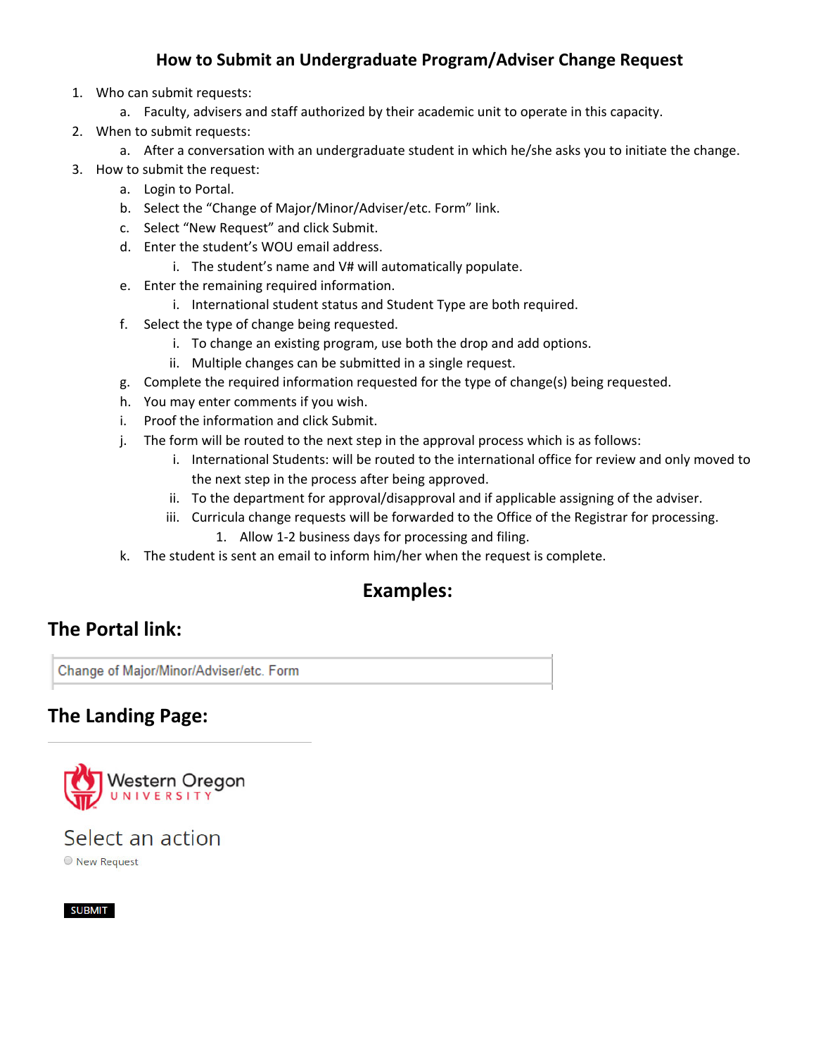# How to Submit an Undergraduate Program/Adviser Change Request

1. Who can submit requests:
   a. Faculty, advisers and staff authorized by their academic unit to operate in this capacity.
2. When to submit requests:
   a. After a conversation with an undergraduate student in which he/she asks you to initiate the change.
3. How to submit the request:
   a. Login to Portal.
   b. Select the "Change of Major/Minor/Adviser/etc. Form" link.
   c. Select "New Request" and click Submit.
   d. Enter the student's WOU email address.
      i. The student's name and V# will automatically populate.
   e. Enter the remaining required information.
      i. International student status and Student Type are both required.
   f. Select the type of change being requested.
      i. To change an existing program, use both the drop and add options.
      ii. Multiple changes can be submitted in a single request.
   g. Complete the required information requested for the type of change(s) being requested.
   h. You may enter comments if you wish.
   i. Proof the information and click Submit.
   j. The form will be routed to the next step in the approval process which is as follows:
      i. International Students: will be routed to the international office for review and only moved to the next step in the process after being approved.
      ii. To the department for approval/disapproval and if applicable assigning of the adviser.
      iii. Curricula change requests will be forwarded to the Office of the Registrar for processing.
         1. Allow 1-2 business days for processing and filing.
   k. The student is sent an email to inform him/her when the request is complete.

## Examples:

### The Portal link:

Change of Major/Minor/Adviser/etc. Form

### The Landing Page:

Western Oregon UNIVERSITY

Select an action

New Request

SUBMIT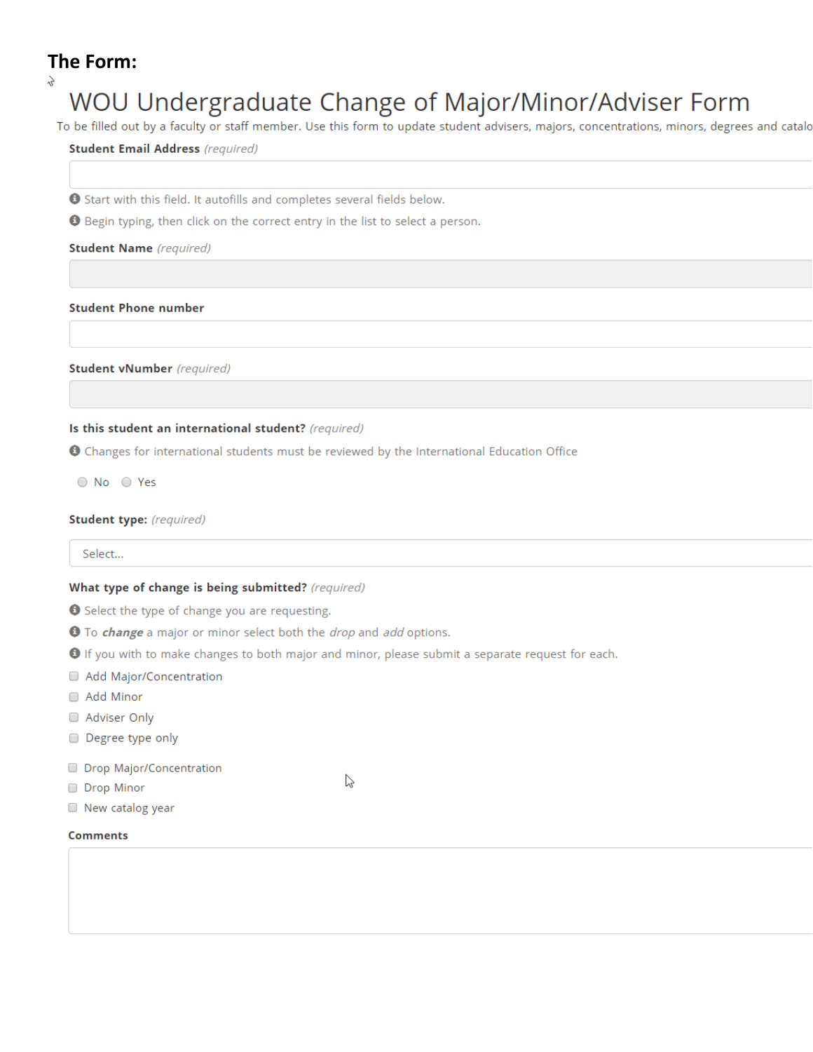**The Form:**

# WOU Undergraduate Change of Major/Minor/Adviser Form

To be filled out by a faculty or staff member. Use this form to update student advisers, majors, concentrations, minors, degrees and catalo

**Student Email Address** *(required)*

Start with this field. It autofills and completes several fields below.

Begin typing, then click on the correct entry in the list to select a person.

**Student Name** *(required)*

**Student Phone number**

**Student vNumber** *(required)*

**Is this student an international student?** *(required)*

Changes for international students must be reviewed by the International Education Office

- No
- Yes

**Student type:** *(required)*

Select...

**What type of change is being submitted?** *(required)*

Select the type of change you are requesting.

To ***change*** a major or minor select both the *drop* and *add* options.

If you with to make changes to both major and minor, please submit a separate request for each.

- Add Major/Concentration
- Add Minor
- Adviser Only
- Degree type only
- Drop Major/Concentration
- Drop Minor
- New catalog year

**Comments**